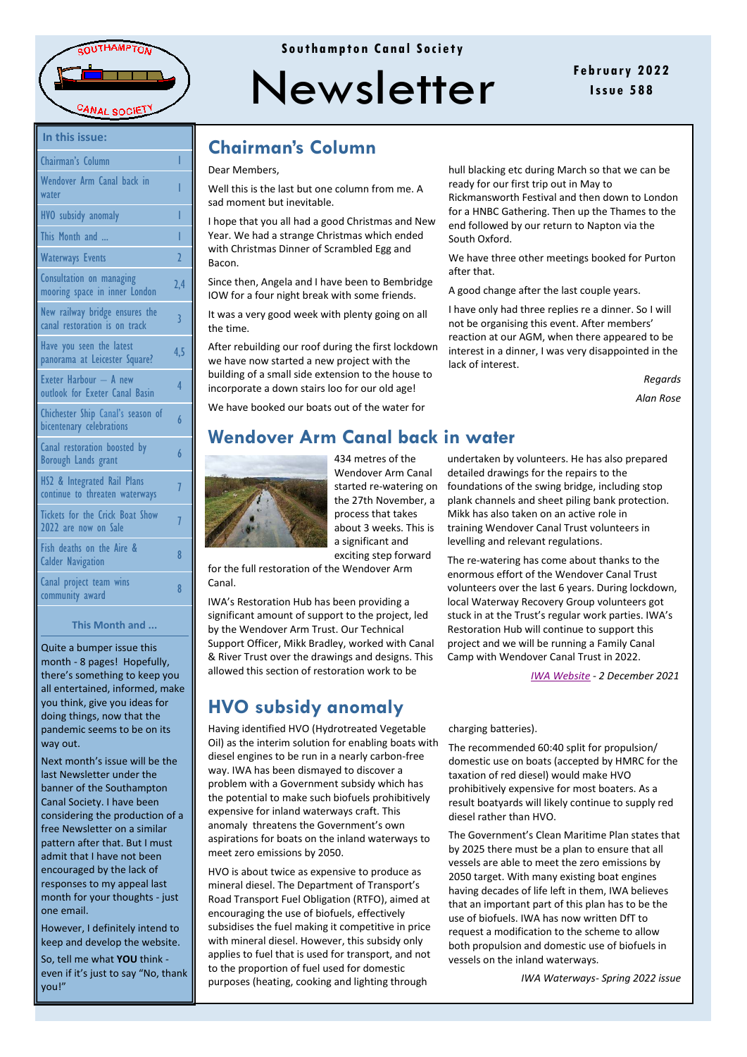Southampton Canal Society

# Newsletter

February 2022
Issue 588

**In this issue:**

| | |
|---|---|
| Chairman's Column | 1 |
| Wendover Arm Canal back in water | 1 |
| HVO subsidy anomaly | 1 |
| This Month and ... | 1 |
| Waterways Events | 2 |
| Consultation on managing mooring space in inner London | 2,4 |
| New railway bridge ensures the canal restoration is on track | 3 |
| Have you seen the latest panorama at Leicester Square? | 4,5 |
| Exeter Harbour — A new outlook for Exeter Canal Basin | 4 |
| Chichester Ship Canal's season of bicentenary celebrations | 6 |
| Canal restoration boosted by Borough Lands grant | 6 |
| HS2 & Integrated Rail Plans continue to threaten waterways | 7 |
| Tickets for the Crick Boat Show 2022 are now on Sale | 7 |
| Fish deaths on the Aire & Calder Navigation | 8 |
| Canal project team wins community award | 8 |

**This Month and ...**

Quite a bumper issue this month - 8 pages! Hopefully, there's something to keep you all entertained, informed, make you think, give you ideas for doing things, now that the pandemic seems to be on its way out.

Next month's issue will be the last Newsletter under the banner of the Southampton Canal Society. I have been considering the production of a free Newsletter on a similar pattern after that. But I must admit that I have not been encouraged by the lack of responses to my appeal last month for your thoughts - just one email.

However, I definitely intend to keep and develop the website.

So, tell me what **YOU** think - even if it's just to say "No, thank you!"

## Chairman's Column

Dear Members,

Well this is the last but one column from me. A sad moment but inevitable.

I hope that you all had a good Christmas and New Year. We had a strange Christmas which ended with Christmas Dinner of Scrambled Egg and Bacon.

Since then, Angela and I have been to Bembridge IOW for a four night break with some friends.

It was a very good week with plenty going on all the time.

After rebuilding our roof during the first lockdown we have now started a new project with the building of a small side extension to the house to incorporate a down stairs loo for our old age!

We have booked our boats out of the water for hull blacking etc during March so that we can be ready for our first trip out in May to Rickmansworth Festival and then down to London for a HNBC Gathering. Then up the Thames to the end followed by our return to Napton via the South Oxford.

We have three other meetings booked for Purton after that.

A good change after the last couple years.

I have only had three replies re a dinner. So I will not be organising this event. After members' reaction at our AGM, when there appeared to be interest in a dinner, I was very disappointed in the lack of interest.

*Regards*

*Alan Rose*

## Wendover Arm Canal back in water

434 metres of the Wendover Arm Canal started re-watering on the 27th November, a process that takes about 3 weeks. This is a significant and exciting step forward for the full restoration of the Wendover Arm Canal.

IWA's Restoration Hub has been providing a significant amount of support to the project, led by the Wendover Arm Trust. Our Technical Support Officer, Mikk Bradley, worked with Canal & River Trust over the drawings and designs. This allowed this section of restoration work to be undertaken by volunteers. He has also prepared detailed drawings for the repairs to the foundations of the swing bridge, including stop plank channels and sheet piling bank protection. Mikk has also taken on an active role in training Wendover Canal Trust volunteers in levelling and relevant regulations.

The re-watering has come about thanks to the enormous effort of the Wendover Canal Trust volunteers over the last 6 years. During lockdown, local Waterway Recovery Group volunteers got stuck in at the Trust's regular work parties. IWA's Restoration Hub will continue to support this project and we will be running a Family Canal Camp with Wendover Canal Trust in 2022.

*IWA Website - 2 December 2021*

## HVO subsidy anomaly

Having identified HVO (Hydrotreated Vegetable Oil) as the interim solution for enabling boats with diesel engines to be run in a nearly carbon-free way. IWA has been dismayed to discover a problem with a Government subsidy which has the potential to make such biofuels prohibitively expensive for inland waterways craft. This anomaly threatens the Government's own aspirations for boats on the inland waterways to meet zero emissions by 2050.

HVO is about twice as expensive to produce as mineral diesel. The Department of Transport's Road Transport Fuel Obligation (RTFO), aimed at encouraging the use of biofuels, effectively subsidises the fuel making it competitive in price with mineral diesel. However, this subsidy only applies to fuel that is used for transport, and not to the proportion of fuel used for domestic purposes (heating, cooking and lighting through charging batteries).

The recommended 60:40 split for propulsion/domestic use on boats (accepted by HMRC for the taxation of red diesel) would make HVO prohibitively expensive for most boaters. As a result boatyards will likely continue to supply red diesel rather than HVO.

The Government's Clean Maritime Plan states that by 2025 there must be a plan to ensure that all vessels are able to meet the zero emissions by 2050 target. With many existing boat engines having decades of life left in them, IWA believes that an important part of this plan has to be the use of biofuels. IWA has now written DfT to request a modification to the scheme to allow both propulsion and domestic use of biofuels in vessels on the inland waterways.

*IWA Waterways- Spring 2022 issue*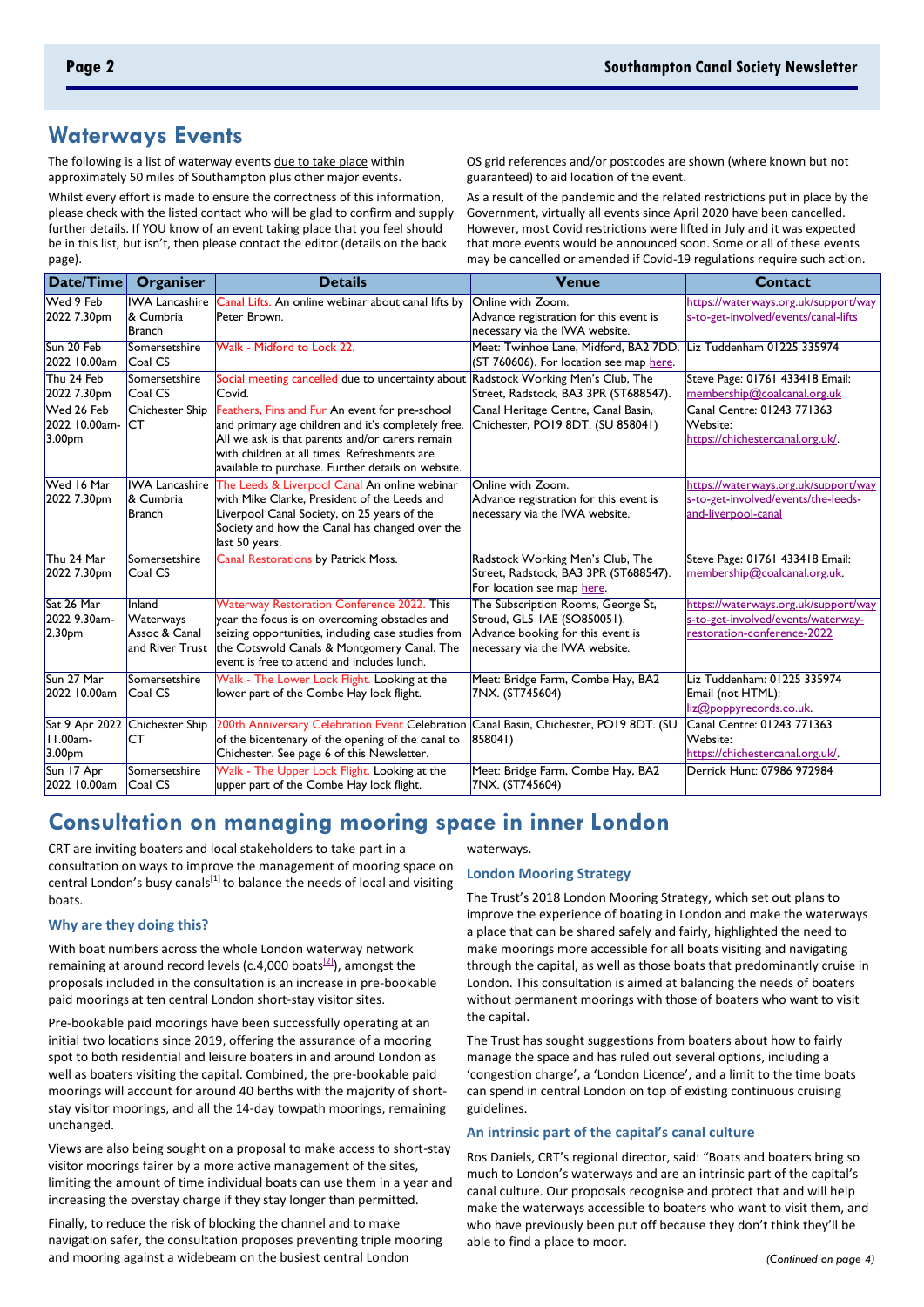## Waterways Events

The following is a list of waterway events due to take place within approximately 50 miles of Southampton plus other major events.

Whilst every effort is made to ensure the correctness of this information, please check with the listed contact who will be glad to confirm and supply further details. If YOU know of an event taking place that you feel should be in this list, but isn't, then please contact the editor (details on the back page).

OS grid references and/or postcodes are shown (where known but not guaranteed) to aid location of the event.

As a result of the pandemic and the related restrictions put in place by the Government, virtually all events since April 2020 have been cancelled. However, most Covid restrictions were lifted in July and it was expected that more events would be announced soon. Some or all of these events may be cancelled or amended if Covid-19 regulations require such action.

| Date/Time | Organiser | Details | Venue | Contact |
|---|---|---|---|---|
| Wed 9 Feb 2022 7.30pm | IWA Lancashire & Cumbria Branch | Canal Lifts. An online webinar about canal lifts by Peter Brown. | Online with Zoom. Advance registration for this event is necessary via the IWA website. | https://waterways.org.uk/support/ways-to-get-involved/events/canal-lifts |
| Sun 20 Feb 2022 10.00am | Somersetshire Coal CS | Walk - Midford to Lock 22. | Meet: Twinhoe Lane, Midford, BA2 7DD. (ST 760606). For location see map here. | Liz Tuddenham 01225 335974 |
| Thu 24 Feb 2022 7.30pm | Somersetshire Coal CS | Social meeting cancelled due to uncertainty about Covid. | Radstock Working Men's Club, The Street, Radstock, BA3 3PR (ST688547). | Steve Page: 01761 433418 Email: membership@coalcanal.org.uk |
| Wed 26 Feb 2022 10.00am-3.00pm | Chichester Ship CT | Feathers, Fins and Fur An event for pre-school and primary age children and it's completely free. All we ask is that parents and/or carers remain with children at all times. Refreshments are available to purchase. Further details on website. | Canal Heritage Centre, Canal Basin, Chichester, PO19 8DT. (SU 858041) | Canal Centre: 01243 771363 Website: https://chichestercanal.org.uk/. |
| Wed 16 Mar 2022 7.30pm | IWA Lancashire & Cumbria Branch | The Leeds & Liverpool Canal An online webinar with Mike Clarke, President of the Leeds and Liverpool Canal Society, on 25 years of the Society and how the Canal has changed over the last 50 years. | Online with Zoom. Advance registration for this event is necessary via the IWA website. | https://waterways.org.uk/support/ways-to-get-involved/events/the-leeds-and-liverpool-canal |
| Thu 24 Mar 2022 7.30pm | Somersetshire Coal CS | Canal Restorations by Patrick Moss. | Radstock Working Men's Club, The Street, Radstock, BA3 3PR (ST688547). For location see map here. | Steve Page: 01761 433418 Email: membership@coalcanal.org.uk. |
| Sat 26 Mar 2022 9.30am-2.30pm | Inland Waterways Assoc & Canal and River Trust | Waterway Restoration Conference 2022. This year the focus is on overcoming obstacles and seizing opportunities, including case studies from the Cotswold Canals & Montgomery Canal. The event is free to attend and includes lunch. | The Subscription Rooms, George St, Stroud, GL5 1AE (SO850051). Advance booking for this event is necessary via the IWA website. | https://waterways.org.uk/support/ways-to-get-involved/events/waterway-restoration-conference-2022 |
| Sun 27 Mar 2022 10.00am | Somersetshire Coal CS | Walk - The Lower Lock Flight. Looking at the lower part of the Combe Hay lock flight. | Meet: Bridge Farm, Combe Hay, BA2 7NX. (ST745604) | Liz Tuddenham: 01225 335974 Email (not HTML): liz@poppyrecords.co.uk. |
| Sat 9 Apr 2022 11.00am-3.00pm | Chichester Ship CT | 200th Anniversary Celebration Event Celebration of the bicentenary of the opening of the canal to Chichester. See page 6 of this Newsletter. | Canal Basin, Chichester, PO19 8DT. (SU 858041) | Canal Centre: 01243 771363 Website: https://chichestercanal.org.uk/. |
| Sun 17 Apr 2022 10.00am | Somersetshire Coal CS | Walk - The Upper Lock Flight. Looking at the upper part of the Combe Hay lock flight. | Meet: Bridge Farm, Combe Hay, BA2 7NX. (ST745604) | Derrick Hunt: 07986 972984 |

## Consultation on managing mooring space in inner London

CRT are inviting boaters and local stakeholders to take part in a consultation on ways to improve the management of mooring space on central London's busy canals[1] to balance the needs of local and visiting boats.

### Why are they doing this?

With boat numbers across the whole London waterway network remaining at around record levels (c.4,000 boats[2]), amongst the proposals included in the consultation is an increase in pre-bookable paid moorings at ten central London short-stay visitor sites.

Pre-bookable paid moorings have been successfully operating at an initial two locations since 2019, offering the assurance of a mooring spot to both residential and leisure boaters in and around London as well as boaters visiting the capital. Combined, the pre-bookable paid moorings will account for around 40 berths with the majority of short-stay visitor moorings, and all the 14-day towpath moorings, remaining unchanged.

Views are also being sought on a proposal to make access to short-stay visitor moorings fairer by a more active management of the sites, limiting the amount of time individual boats can use them in a year and increasing the overstay charge if they stay longer than permitted.

Finally, to reduce the risk of blocking the channel and to make navigation safer, the consultation proposes preventing triple mooring and mooring against a widebeam on the busiest central London waterways.

### London Mooring Strategy

The Trust's 2018 London Mooring Strategy, which set out plans to improve the experience of boating in London and make the waterways a place that can be shared safely and fairly, highlighted the need to make moorings more accessible for all boats visiting and navigating through the capital, as well as those boats that predominantly cruise in London. This consultation is aimed at balancing the needs of boaters without permanent moorings with those of boaters who want to visit the capital.

The Trust has sought suggestions from boaters about how to fairly manage the space and has ruled out several options, including a 'congestion charge', a 'London Licence', and a limit to the time boats can spend in central London on top of existing continuous cruising guidelines.

### An intrinsic part of the capital's canal culture

Ros Daniels, CRT's regional director, said: "Boats and boaters bring so much to London's waterways and are an intrinsic part of the capital's canal culture. Our proposals recognise and protect that and will help make the waterways accessible to boaters who want to visit them, and who have previously been put off because they don't think they'll be able to find a place to moor.

*(Continued on page 4)*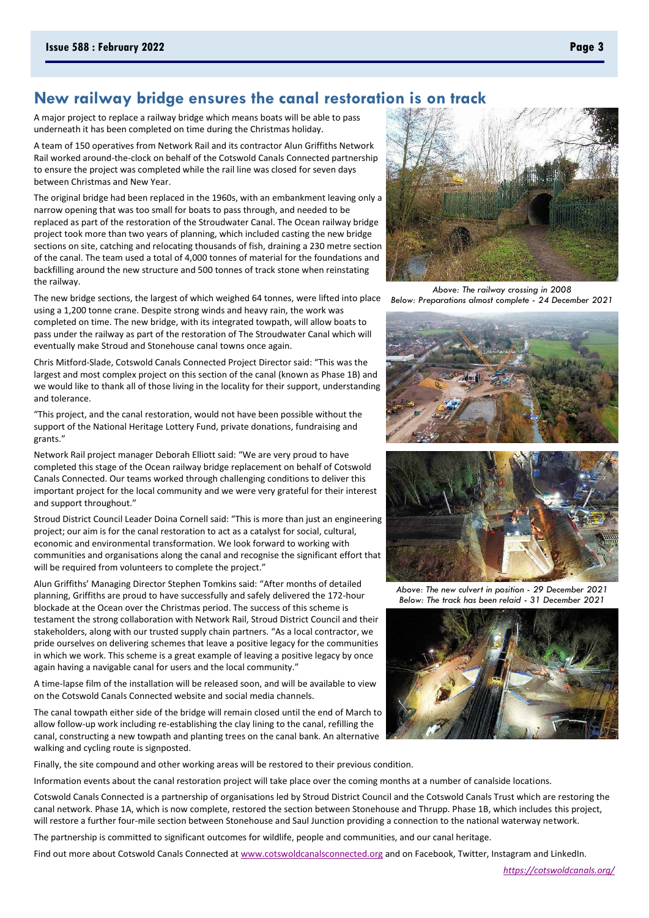## New railway bridge ensures the canal restoration is on track

A major project to replace a railway bridge which means boats will be able to pass underneath it has been completed on time during the Christmas holiday.

A team of 150 operatives from Network Rail and its contractor Alun Griffiths Network Rail worked around-the-clock on behalf of the Cotswold Canals Connected partnership to ensure the project was completed while the rail line was closed for seven days between Christmas and New Year.

The original bridge had been replaced in the 1960s, with an embankment leaving only a narrow opening that was too small for boats to pass through, and needed to be replaced as part of the restoration of the Stroudwater Canal. The Ocean railway bridge project took more than two years of planning, which included casting the new bridge sections on site, catching and relocating thousands of fish, draining a 230 metre section of the canal. The team used a total of 4,000 tonnes of material for the foundations and backfilling around the new structure and 500 tonnes of track stone when reinstating the railway.

The new bridge sections, the largest of which weighed 64 tonnes, were lifted into place using a 1,200 tonne crane. Despite strong winds and heavy rain, the work was completed on time. The new bridge, with its integrated towpath, will allow boats to pass under the railway as part of the restoration of The Stroudwater Canal which will eventually make Stroud and Stonehouse canal towns once again.

Chris Mitford-Slade, Cotswold Canals Connected Project Director said: "This was the largest and most complex project on this section of the canal (known as Phase 1B) and we would like to thank all of those living in the locality for their support, understanding and tolerance.

"This project, and the canal restoration, would not have been possible without the support of the National Heritage Lottery Fund, private donations, fundraising and grants."

Network Rail project manager Deborah Elliott said: "We are very proud to have completed this stage of the Ocean railway bridge replacement on behalf of Cotswold Canals Connected. Our teams worked through challenging conditions to deliver this important project for the local community and we were very grateful for their interest and support throughout."

Stroud District Council Leader Doina Cornell said: "This is more than just an engineering project; our aim is for the canal restoration to act as a catalyst for social, cultural, economic and environmental transformation. We look forward to working with communities and organisations along the canal and recognise the significant effort that will be required from volunteers to complete the project."

Alun Griffiths' Managing Director Stephen Tomkins said: "After months of detailed planning, Griffiths are proud to have successfully and safely delivered the 172-hour blockade at the Ocean over the Christmas period. The success of this scheme is testament the strong collaboration with Network Rail, Stroud District Council and their stakeholders, along with our trusted supply chain partners. "As a local contractor, we pride ourselves on delivering schemes that leave a positive legacy for the communities in which we work. This scheme is a great example of leaving a positive legacy by once again having a navigable canal for users and the local community."

A time-lapse film of the installation will be released soon, and will be available to view on the Cotswold Canals Connected website and social media channels.

The canal towpath either side of the bridge will remain closed until the end of March to allow follow-up work including re-establishing the clay lining to the canal, refilling the canal, constructing a new towpath and planting trees on the canal bank. An alternative walking and cycling route is signposted.

*Above: The railway crossing in 2008*
*Below: Preparations almost complete - 24 December 2021*

*Above: The new culvert in position - 29 December 2021*
*Below: The track has been relaid - 31 December 2021*

Finally, the site compound and other working areas will be restored to their previous condition.

Information events about the canal restoration project will take place over the coming months at a number of canalside locations.

Cotswold Canals Connected is a partnership of organisations led by Stroud District Council and the Cotswold Canals Trust which are restoring the canal network. Phase 1A, which is now complete, restored the section between Stonehouse and Thrupp. Phase 1B, which includes this project, will restore a further four-mile section between Stonehouse and Saul Junction providing a connection to the national waterway network.

The partnership is committed to significant outcomes for wildlife, people and communities, and our canal heritage.

Find out more about Cotswold Canals Connected at www.cotswoldcanalsconnected.org and on Facebook, Twitter, Instagram and LinkedIn.

*https://cotswoldcanals.org/*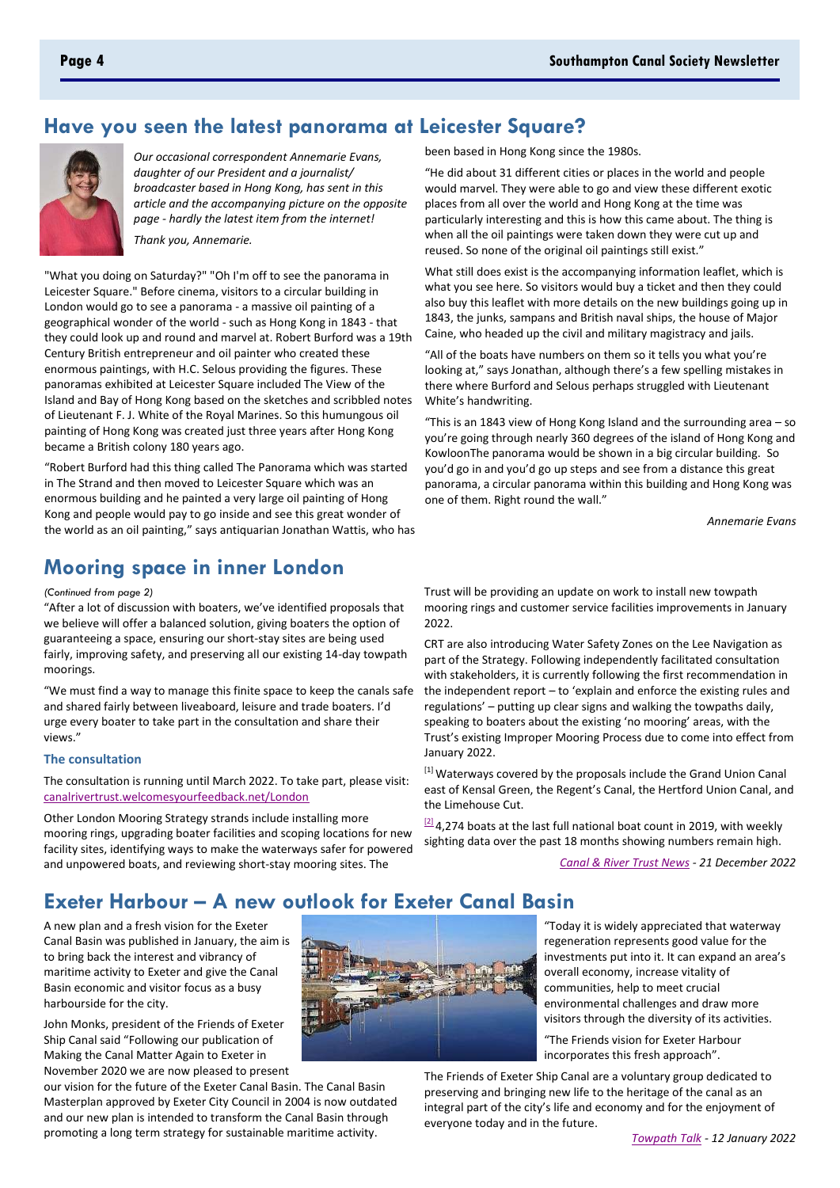## Have you seen the latest panorama at Leicester Square?

*Our occasional correspondent Annemarie Evans, daughter of our President and a journalist/ broadcaster based in Hong Kong, has sent in this article and the accompanying picture on the opposite page - hardly the latest item from the internet!*

*Thank you, Annemarie.*

"What you doing on Saturday?" "Oh I'm off to see the panorama in Leicester Square." Before cinema, visitors to a circular building in London would go to see a panorama - a massive oil painting of a geographical wonder of the world - such as Hong Kong in 1843 - that they could look up and round and marvel at. Robert Burford was a 19th Century British entrepreneur and oil painter who created these enormous paintings, with H.C. Selous providing the figures. These panoramas exhibited at Leicester Square included The View of the Island and Bay of Hong Kong based on the sketches and scribbled notes of Lieutenant F. J. White of the Royal Marines. So this humungous oil painting of Hong Kong was created just three years after Hong Kong became a British colony 180 years ago.

"Robert Burford had this thing called The Panorama which was started in The Strand and then moved to Leicester Square which was an enormous building and he painted a very large oil painting of Hong Kong and people would pay to go inside and see this great wonder of the world as an oil painting," says antiquarian Jonathan Wattis, who has been based in Hong Kong since the 1980s.

"He did about 31 different cities or places in the world and people would marvel. They were able to go and view these different exotic places from all over the world and Hong Kong at the time was particularly interesting and this is how this came about. The thing is when all the oil paintings were taken down they were cut up and reused. So none of the original oil paintings still exist."

What still does exist is the accompanying information leaflet, which is what you see here. So visitors would buy a ticket and then they could also buy this leaflet with more details on the new buildings going up in 1843, the junks, sampans and British naval ships, the house of Major Caine, who headed up the civil and military magistracy and jails.

"All of the boats have numbers on them so it tells you what you're looking at," says Jonathan, although there's a few spelling mistakes in there where Burford and Selous perhaps struggled with Lieutenant White's handwriting.

"This is an 1843 view of Hong Kong Island and the surrounding area – so you're going through nearly 360 degrees of the island of Hong Kong and KowloonThe panorama would be shown in a big circular building. So you'd go in and you'd go up steps and see from a distance this great panorama, a circular panorama within this building and Hong Kong was one of them. Right round the wall."

*Annemarie Evans*

## Mooring space in inner London

*(Continued from page 2)*

"After a lot of discussion with boaters, we've identified proposals that we believe will offer a balanced solution, giving boaters the option of guaranteeing a space, ensuring our short-stay sites are being used fairly, improving safety, and preserving all our existing 14-day towpath moorings.

"We must find a way to manage this finite space to keep the canals safe and shared fairly between liveaboard, leisure and trade boaters. I'd urge every boater to take part in the consultation and share their views."

### The consultation

The consultation is running until March 2022. To take part, please visit: canalrivertrust.welcomesyourfeedback.net/London

Other London Mooring Strategy strands include installing more mooring rings, upgrading boater facilities and scoping locations for new facility sites, identifying ways to make the waterways safer for powered and unpowered boats, and reviewing short-stay mooring sites. The Trust will be providing an update on work to install new towpath mooring rings and customer service facilities improvements in January 2022.

CRT are also introducing Water Safety Zones on the Lee Navigation as part of the Strategy. Following independently facilitated consultation with stakeholders, it is currently following the first recommendation in the independent report – to 'explain and enforce the existing rules and regulations' – putting up clear signs and walking the towpaths daily, speaking to boaters about the existing 'no mooring' areas, with the Trust's existing Improper Mooring Process due to come into effect from January 2022.

[1] Waterways covered by the proposals include the Grand Union Canal east of Kensal Green, the Regent's Canal, the Hertford Union Canal, and the Limehouse Cut.

[2] 4,274 boats at the last full national boat count in 2019, with weekly sighting data over the past 18 months showing numbers remain high.

*Canal & River Trust News - 21 December 2022*

## Exeter Harbour – A new outlook for Exeter Canal Basin

A new plan and a fresh vision for the Exeter Canal Basin was published in January, the aim is to bring back the interest and vibrancy of maritime activity to Exeter and give the Canal Basin economic and visitor focus as a busy harbourside for the city.

John Monks, president of the Friends of Exeter Ship Canal said "Following our publication of Making the Canal Matter Again to Exeter in November 2020 we are now pleased to present our vision for the future of the Exeter Canal Basin. The Canal Basin Masterplan approved by Exeter City Council in 2004 is now outdated and our new plan is intended to transform the Canal Basin through promoting a long term strategy for sustainable maritime activity.

"Today it is widely appreciated that waterway regeneration represents good value for the investments put into it. It can expand an area's overall economy, increase vitality of communities, help to meet crucial environmental challenges and draw more visitors through the diversity of its activities.

"The Friends vision for Exeter Harbour incorporates this fresh approach".

The Friends of Exeter Ship Canal are a voluntary group dedicated to preserving and bringing new life to the heritage of the canal as an integral part of the city's life and economy and for the enjoyment of everyone today and in the future.

*Towpath Talk - 12 January 2022*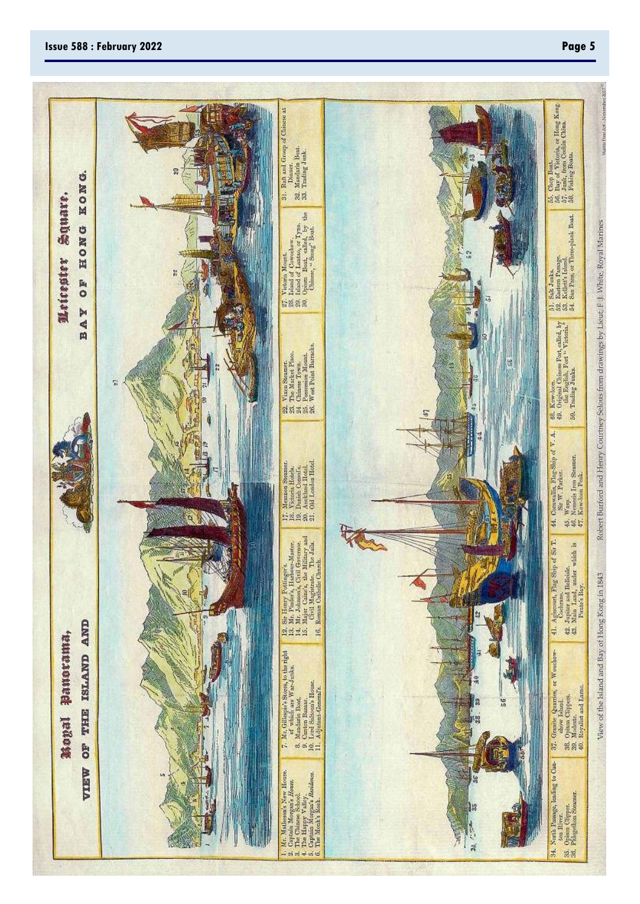# Royal Panorama, Leicester Square.

## VIEW OF THE ISLAND AND BAY OF HONG KONG.

1. Mr. Matheson's New House.
2. Captain Morgan's *House.*
3. The Chinese School.
4. Happy Valley.
5. Captain W. Morgan's *Residence.*
6. The Monk's Rock.
7. Mr. Gillespie's Stores, to the right of which are War-Junks.
8. Mandarin Boat.
9. Canton Bazaar.
10. Lord Saltoun's House.
11. Adjutant-General's.
12. Sir Henry Pottinger's.
13. Mr. Pinder's, Harbour-Master.
14. Mr. Johnson's, Civil Governor.
15. Major Caine's, the Military and Civil Magistrate. The Jails.
16. Roman Catholic Church.
17. Memnon Steamer.
18. Victoria Hotels.
19. Danish Consul's.
20. Auckland Hotel.
21. Old London Hotel.
22. Vixen Steamer.
23. The Market Place.
24. Chinese Town.
25. Possession Mount.
26. West Point Barracks.
27. Victoria Mount.
28. Island of Cowchow.
29. Island of Lantao, or Tyno.
30. Opium Boat, called, by the Chinese, "Smug" Boat.
31. Raft and Group of Chinese at Dinner.
32. Mandarin Boat.
33. Trading Junk.
34. North Passage, leading to Canton River.
35. Opium Clipper.
36. Phlegethon Steamer.
37. Granite Quarries, or Wooclow-chow Island.
38. Opium Clippers.
39. Medusa.
40. Royalist and Lame.
41. Agincourt, Flag Ship of Sir T. Cochrane.
42. Jupiter and Belleisle.
43. Main Land, under which is Pirate's Bay.
44. Cornwallis, Flag-Ship of V. A. Sir W. Parker.
45. Wasp.
46. Nemesis Iron Steamer.
47. Kow-loon Peak.
48. Kow-loon.
49. Original Chinese Fort, called, by the English, Fort "Victoria."
50. Trading Junks.
51. Salt Junks.
52. Eastern Passage.
53. Kellett's Island.
54. San Pans, or Three-plank Boat.
55. Chop Boat.
56. Bay of Victoria, or Hong Kong.
57. Junk, from Cochin China.
58. Fishing Boats.

View of the Island and Bay of Hong Kong in 1843 — Robert Burford and Henry Courtney Selous from drawings by Lieut. F. J. White, Royal Marines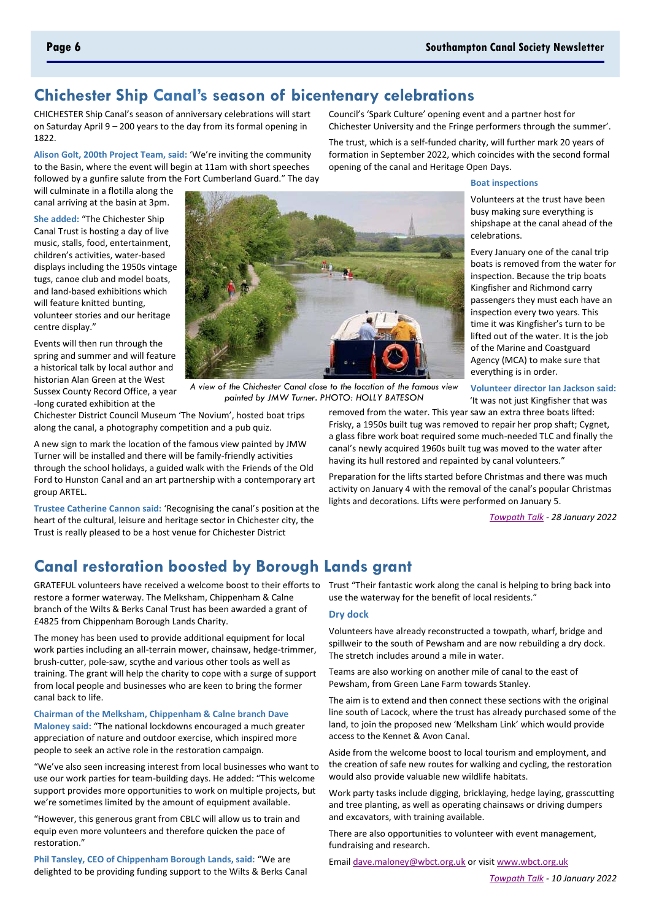## Chichester Ship Canal's season of bicentenary celebrations

CHICHESTER Ship Canal's season of anniversary celebrations will start on Saturday April 9 – 200 years to the day from its formal opening in 1822.

**Alison Golt, 200th Project Team, said:** 'We're inviting the community to the Basin, where the event will begin at 11am with short speeches followed by a gunfire salute from the Fort Cumberland Guard." The day will culminate in a flotilla along the canal arriving at the basin at 3pm.

**She added:** "The Chichester Ship Canal Trust is hosting a day of live music, stalls, food, entertainment, children's activities, water-based displays including the 1950s vintage tugs, canoe club and model boats, and land-based exhibitions which will feature knitted bunting, volunteer stories and our heritage centre display."

Events will then run through the spring and summer and will feature a historical talk by local author and historian Alan Green at the West Sussex County Record Office, a year-long curated exhibition at the Chichester District Council Museum 'The Novium', hosted boat trips along the canal, a photography competition and a pub quiz.

*A view of the Chichester Canal close to the location of the famous view painted by JMW Turner. PHOTO: HOLLY BATESON*

A new sign to mark the location of the famous view painted by JMW Turner will be installed and there will be family-friendly activities through the school holidays, a guided walk with the Friends of the Old Ford to Hunston Canal and an art partnership with a contemporary art group ARTEL.

**Trustee Catherine Cannon said:** 'Recognising the canal's position at the heart of the cultural, leisure and heritage sector in Chichester city, the Trust is really pleased to be a host venue for Chichester District Council's 'Spark Culture' opening event and a partner host for Chichester University and the Fringe performers through the summer'.

The trust, which is a self-funded charity, will further mark 20 years of formation in September 2022, which coincides with the second formal opening of the canal and Heritage Open Days.

### Boat inspections

Volunteers at the trust have been busy making sure everything is shipshape at the canal ahead of the celebrations.

Every January one of the canal trip boats is removed from the water for inspection. Because the trip boats Kingfisher and Richmond carry passengers they must each have an inspection every two years. This time it was Kingfisher's turn to be lifted out of the water. It is the job of the Marine and Coastguard Agency (MCA) to make sure that everything is in order.

**Volunteer director Ian Jackson said:** 'It was not just Kingfisher that was removed from the water. This year saw an extra three boats lifted: Frisky, a 1950s built tug was removed to repair her prop shaft; Cygnet, a glass fibre work boat required some much-needed TLC and finally the canal's newly acquired 1960s built tug was moved to the water after having its hull restored and repainted by canal volunteers."

Preparation for the lifts started before Christmas and there was much activity on January 4 with the removal of the canal's popular Christmas lights and decorations. Lifts were performed on January 5.

*Towpath Talk - 28 January 2022*

## Canal restoration boosted by Borough Lands grant

GRATEFUL volunteers have received a welcome boost to their efforts to restore a former waterway. The Melksham, Chippenham & Calne branch of the Wilts & Berks Canal Trust has been awarded a grant of £4825 from Chippenham Borough Lands Charity.

The money has been used to provide additional equipment for local work parties including an all-terrain mower, chainsaw, hedge-trimmer, brush-cutter, pole-saw, scythe and various other tools as well as training. The grant will help the charity to cope with a surge of support from local people and businesses who are keen to bring the former canal back to life.

**Chairman of the Melksham, Chippenham & Calne branch Dave Maloney said:** "The national lockdowns encouraged a much greater appreciation of nature and outdoor exercise, which inspired more people to seek an active role in the restoration campaign.

"We've also seen increasing interest from local businesses who want to use our work parties for team-building days. He added: "This welcome support provides more opportunities to work on multiple projects, but we're sometimes limited by the amount of equipment available.

"However, this generous grant from CBLC will allow us to train and equip even more volunteers and therefore quicken the pace of restoration."

**Phil Tansley, CEO of Chippenham Borough Lands, said:** "We are delighted to be providing funding support to the Wilts & Berks Canal Trust "Their fantastic work along the canal is helping to bring back into use the waterway for the benefit of local residents."

### Dry dock

Volunteers have already reconstructed a towpath, wharf, bridge and spillweir to the south of Pewsham and are now rebuilding a dry dock. The stretch includes around a mile in water.

Teams are also working on another mile of canal to the east of Pewsham, from Green Lane Farm towards Stanley.

The aim is to extend and then connect these sections with the original line south of Lacock, where the trust has already purchased some of the land, to join the proposed new 'Melksham Link' which would provide access to the Kennet & Avon Canal.

Aside from the welcome boost to local tourism and employment, and the creation of safe new routes for walking and cycling, the restoration would also provide valuable new wildlife habitats.

Work party tasks include digging, bricklaying, hedge laying, grasscutting and tree planting, as well as operating chainsaws or driving dumpers and excavators, with training available.

There are also opportunities to volunteer with event management, fundraising and research.

Email dave.maloney@wbct.org.uk or visit www.wbct.org.uk

*Towpath Talk - 10 January 2022*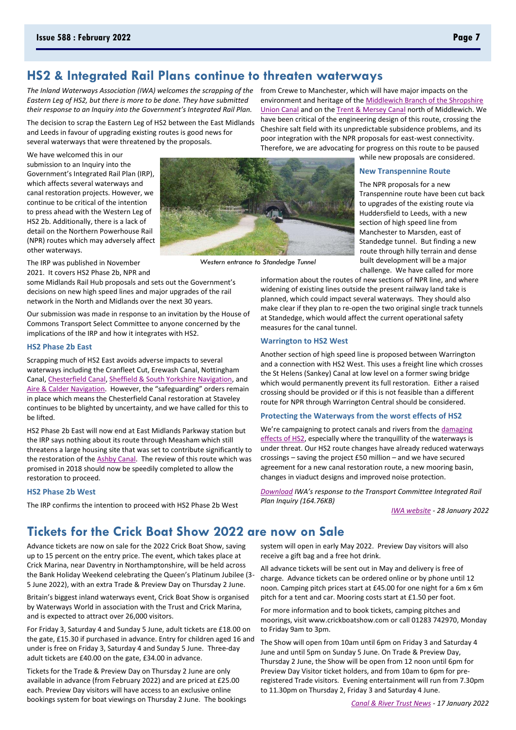## HS2 & Integrated Rail Plans continue to threaten waterways

*The Inland Waterways Association (IWA) welcomes the scrapping of the Eastern Leg of HS2, but there is more to be done. They have submitted their response to an Inquiry into the Government's Integrated Rail Plan.*

The decision to scrap the Eastern Leg of HS2 between the East Midlands and Leeds in favour of upgrading existing routes is good news for several waterways that were threatened by the proposals.

We have welcomed this in our submission to an Inquiry into the Government's Integrated Rail Plan (IRP), which affects several waterways and canal restoration projects. However, we continue to be critical of the intention to press ahead with the Western Leg of HS2 2b. Additionally, there is a lack of detail on the Northern Powerhouse Rail (NPR) routes which may adversely affect other waterways.

Western entrance to Standedge Tunnel

The IRP was published in November 2021. It covers HS2 Phase 2b, NPR and some Midlands Rail Hub proposals and sets out the Government's decisions on new high speed lines and major upgrades of the rail network in the North and Midlands over the next 30 years.

Our submission was made in response to an invitation by the House of Commons Transport Select Committee to anyone concerned by the implications of the IRP and how it integrates with HS2.

### HS2 Phase 2b East

Scrapping much of HS2 East avoids adverse impacts to several waterways including the Cranfleet Cut, Erewash Canal, Nottingham Canal, Chesterfield Canal, Sheffield & South Yorkshire Navigation, and Aire & Calder Navigation. However, the "safeguarding" orders remain in place which means the Chesterfield Canal restoration at Staveley continues to be blighted by uncertainty, and we have called for this to be lifted.

HS2 Phase 2b East will now end at East Midlands Parkway station but the IRP says nothing about its route through Measham which still threatens a large housing site that was set to contribute significantly to the restoration of the Ashby Canal. The review of this route which was promised in 2018 should now be speedily completed to allow the restoration to proceed.

### HS2 Phase 2b West

The IRP confirms the intention to proceed with HS2 Phase 2b West from Crewe to Manchester, which will have major impacts on the environment and heritage of the Middlewich Branch of the Shropshire Union Canal and on the Trent & Mersey Canal north of Middlewich. We have been critical of the engineering design of this route, crossing the Cheshire salt field with its unpredictable subsidence problems, and its poor integration with the NPR proposals for east-west connectivity. Therefore, we are advocating for progress on this route to be paused while new proposals are considered.

### New Transpennine Route

The NPR proposals for a new Transpennine route have been cut back to upgrades of the existing route via Huddersfield to Leeds, with a new section of high speed line from Manchester to Marsden, east of Standedge tunnel. But finding a new route through hilly terrain and dense built development will be a major challenge. We have called for more information about the routes of new sections of NPR line, and where widening of existing lines outside the present railway land take is planned, which could impact several waterways. They should also make clear if they plan to re-open the two original single track tunnels at Standedge, which would affect the current operational safety measures for the canal tunnel.

### Warrington to HS2 West

Another section of high speed line is proposed between Warrington and a connection with HS2 West. This uses a freight line which crosses the St Helens (Sankey) Canal at low level on a former swing bridge which would permanently prevent its full restoration. Either a raised crossing should be provided or if this is not feasible than a different route for NPR through Warrington Central should be considered.

### Protecting the Waterways from the worst effects of HS2

We're campaigning to protect canals and rivers from the damaging effects of HS2, especially where the tranquillity of the waterways is under threat. Our HS2 route changes have already reduced waterways crossings – saving the project £50 million – and we have secured agreement for a new canal restoration route, a new mooring basin, changes in viaduct designs and improved noise protection.

*Download IWA's response to the Transport Committee Integrated Rail Plan Inquiry (164.76KB)*

*IWA website - 28 January 2022*

## Tickets for the Crick Boat Show 2022 are now on Sale

Advance tickets are now on sale for the 2022 Crick Boat Show, saving up to 15 percent on the entry price. The event, which takes place at Crick Marina, near Daventry in Northamptonshire, will be held across the Bank Holiday Weekend celebrating the Queen's Platinum Jubilee (3-5 June 2022), with an extra Trade & Preview Day on Thursday 2 June.

Britain's biggest inland waterways event, Crick Boat Show is organised by Waterways World in association with the Trust and Crick Marina, and is expected to attract over 26,000 visitors.

For Friday 3, Saturday 4 and Sunday 5 June, adult tickets are £18.00 on the gate, £15.30 if purchased in advance. Entry for children aged 16 and under is free on Friday 3, Saturday 4 and Sunday 5 June. Three-day adult tickets are £40.00 on the gate, £34.00 in advance.

Tickets for the Trade & Preview Day on Thursday 2 June are only available in advance (from February 2022) and are priced at £25.00 each. Preview Day visitors will have access to an exclusive online bookings system for boat viewings on Thursday 2 June. The bookings system will open in early May 2022. Preview Day visitors will also receive a gift bag and a free hot drink.

All advance tickets will be sent out in May and delivery is free of charge. Advance tickets can be ordered online or by phone until 12 noon. Camping pitch prices start at £45.00 for one night for a 6m x 6m pitch for a tent and car. Mooring costs start at £1.50 per foot.

For more information and to book tickets, camping pitches and moorings, visit www.crickboatshow.com or call 01283 742970, Monday to Friday 9am to 3pm.

The Show will open from 10am until 6pm on Friday 3 and Saturday 4 June and until 5pm on Sunday 5 June. On Trade & Preview Day, Thursday 2 June, the Show will be open from 12 noon until 6pm for Preview Day Visitor ticket holders, and from 10am to 6pm for pre-registered Trade visitors. Evening entertainment will run from 7.30pm to 11.30pm on Thursday 2, Friday 3 and Saturday 4 June.

*Canal & River Trust News - 17 January 2022*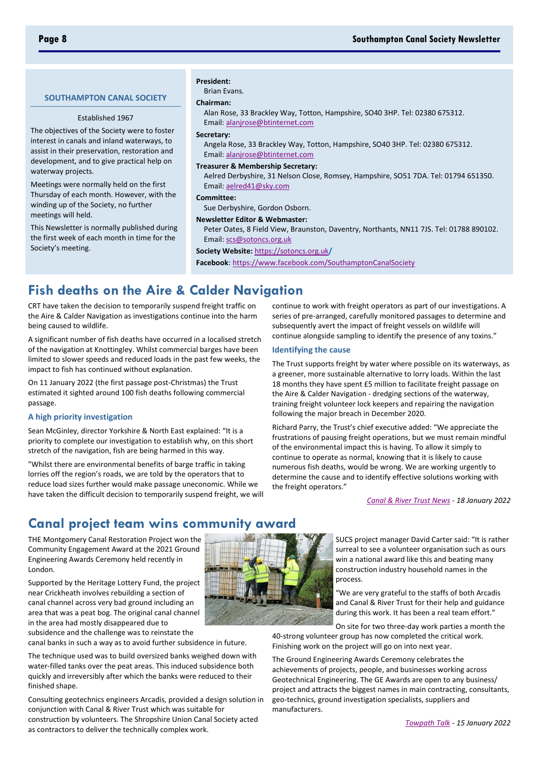### SOUTHAMPTON CANAL SOCIETY

Established 1967

The objectives of the Society were to foster interest in canals and inland waterways, to assist in their preservation, restoration and development, and to give practical help on waterway projects.

Meetings were normally held on the first Thursday of each month. However, with the winding up of the Society, no further meetings will held.

This Newsletter is normally published during the first week of each month in time for the Society's meeting.

**President:**
Brian Evans.

**Chairman:**
Alan Rose, 33 Brackley Way, Totton, Hampshire, SO40 3HP. Tel: 02380 675312.
Email: alanjrose@btinternet.com

**Secretary:**
Angela Rose, 33 Brackley Way, Totton, Hampshire, SO40 3HP. Tel: 02380 675312.
Email: alanjrose@btinternet.com

**Treasurer & Membership Secretary:**
Aelred Derbyshire, 31 Nelson Close, Romsey, Hampshire, SO51 7DA. Tel: 01794 651350.
Email: aelred41@sky.com

**Committee:**
Sue Derbyshire, Gordon Osborn.

**Newsletter Editor & Webmaster:**
Peter Oates, 8 Field View, Braunston, Daventry, Northants, NN11 7JS. Tel: 01788 890102.
Email: scs@sotoncs.org.uk

**Society Website:** https://sotoncs.org.uk/

**Facebook**: https://www.facebook.com/SouthamptonCanalSociety

## Fish deaths on the Aire & Calder Navigation

CRT have taken the decision to temporarily suspend freight traffic on the Aire & Calder Navigation as investigations continue into the harm being caused to wildlife.

A significant number of fish deaths have occurred in a localised stretch of the navigation at Knottingley. Whilst commercial barges have been limited to slower speeds and reduced loads in the past few weeks, the impact to fish has continued without explanation.

On 11 January 2022 (the first passage post-Christmas) the Trust estimated it sighted around 100 fish deaths following commercial passage.

### A high priority investigation

Sean McGinley, director Yorkshire & North East explained: "It is a priority to complete our investigation to establish why, on this short stretch of the navigation, fish are being harmed in this way.

"Whilst there are environmental benefits of barge traffic in taking lorries off the region's roads, we are told by the operators that to reduce load sizes further would make passage uneconomic. While we have taken the difficult decision to temporarily suspend freight, we will continue to work with freight operators as part of our investigations. A series of pre-arranged, carefully monitored passages to determine and subsequently avert the impact of freight vessels on wildlife will continue alongside sampling to identify the presence of any toxins."

### Identifying the cause

The Trust supports freight by water where possible on its waterways, as a greener, more sustainable alternative to lorry loads. Within the last 18 months they have spent £5 million to facilitate freight passage on the Aire & Calder Navigation - dredging sections of the waterway, training freight volunteer lock keepers and repairing the navigation following the major breach in December 2020.

Richard Parry, the Trust's chief executive added: "We appreciate the frustrations of pausing freight operations, but we must remain mindful of the environmental impact this is having. To allow it simply to continue to operate as normal, knowing that it is likely to cause numerous fish deaths, would be wrong. We are working urgently to determine the cause and to identify effective solutions working with the freight operators."

*Canal & River Trust News - 18 January 2022*

## Canal project team wins community award

THE Montgomery Canal Restoration Project won the Community Engagement Award at the 2021 Ground Engineering Awards Ceremony held recently in London.

Supported by the Heritage Lottery Fund, the project near Crickheath involves rebuilding a section of canal channel across very bad ground including an area that was a peat bog. The original canal channel in the area had mostly disappeared due to subsidence and the challenge was to reinstate the canal banks in such a way as to avoid further subsidence in future.

The technique used was to build oversized banks weighed down with water-filled tanks over the peat areas. This induced subsidence both quickly and irreversibly after which the banks were reduced to their finished shape.

Consulting geotechnics engineers Arcadis, provided a design solution in conjunction with Canal & River Trust which was suitable for construction by volunteers. The Shropshire Union Canal Society acted as contractors to deliver the technically complex work.

SUCS project manager David Carter said: "It is rather surreal to see a volunteer organisation such as ours win a national award like this and beating many construction industry household names in the process.

"We are very grateful to the staffs of both Arcadis and Canal & River Trust for their help and guidance during this work. It has been a real team effort."

On site for two three-day work parties a month the 40-strong volunteer group has now completed the critical work. Finishing work on the project will go on into next year.

The Ground Engineering Awards Ceremony celebrates the achievements of projects, people, and businesses working across Geotechnical Engineering. The GE Awards are open to any business/ project and attracts the biggest names in main contracting, consultants, geo-technics, ground investigation specialists, suppliers and manufacturers.

*Towpath Talk - 15 January 2022*